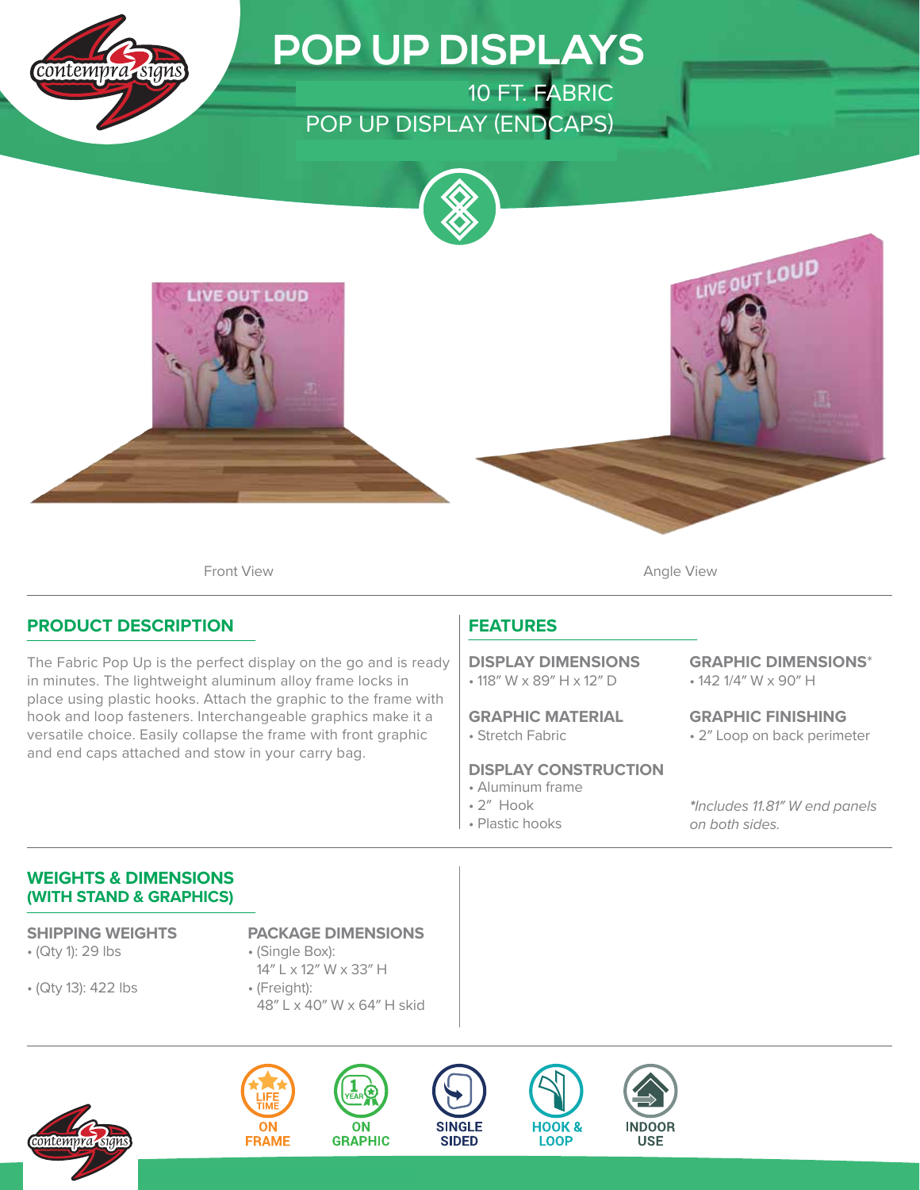# POP UP DISPLAYS

## 10 FT. FABRIC POP UP DISPLAY (ENDCAPS)

Front View

Angle View

## PRODUCT DESCRIPTION

The Fabric Pop Up is the perfect display on the go and is ready in minutes. The lightweight aluminum alloy frame locks in place using plastic hooks. Attach the graphic to the frame with hook and loop fasteners. Interchangeable graphics make it a versatile choice. Easily collapse the frame with front graphic and end caps attached and stow in your carry bag.

## FEATURES

**DISPLAY DIMENSIONS**
- 118″ W x 89″ H x 12″ D

**GRAPHIC DIMENSIONS***
- 142 1/4″ W x 90″ H

**GRAPHIC MATERIAL**
- Stretch Fabric

**GRAPHIC FINISHING**
- 2″ Loop on back perimeter

**DISPLAY CONSTRUCTION**
- Aluminum frame
- 2″ Hook
- Plastic hooks

*\*Includes 11.81″ W end panels on both sides.*

## WEIGHTS & DIMENSIONS (WITH STAND & GRAPHICS)

**SHIPPING WEIGHTS**
- (Qty 1): 29 lbs
- (Qty 13): 422 lbs

**PACKAGE DIMENSIONS**
- (Single Box): 14″ L x 12″ W x 33″ H
- (Freight): 48″ L x 40″ W x 64″ H skid

LIFE TIME ON FRAME | 1 YEAR ON GRAPHIC | SINGLE SIDED | HOOK & LOOP | INDOOR USE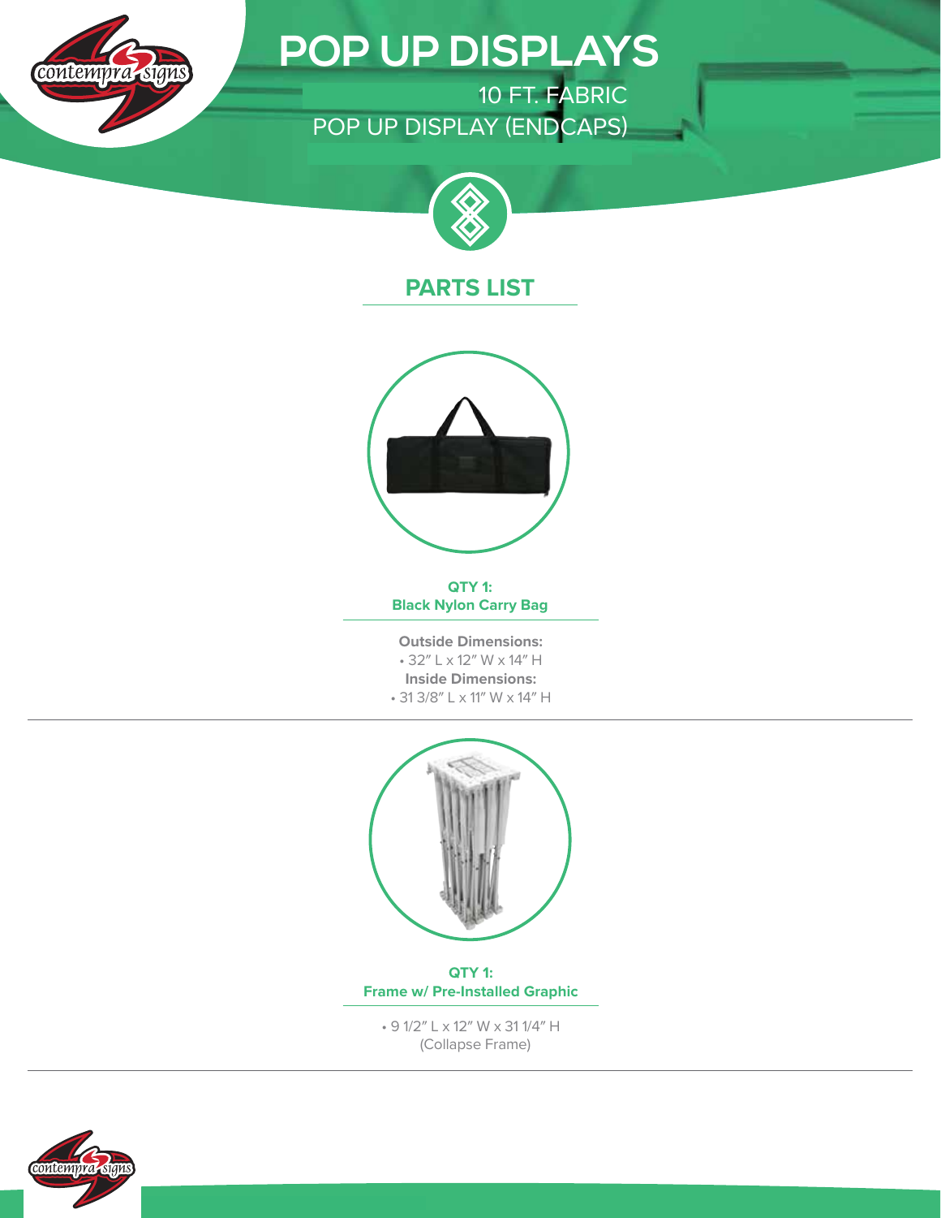# POP UP DISPLAYS

10 FT. FABRIC
POP UP DISPLAY (ENDCAPS)

## PARTS LIST

**QTY 1:**
**Black Nylon Carry Bag**

**Outside Dimensions:**
- 32″ L x 12″ W x 14″ H

**Inside Dimensions:**
- 31 3/8″ L x 11″ W x 14″ H

**QTY 1:**
**Frame w/ Pre-Installed Graphic**

- 9 1/2″ L x 12″ W x 31 1/4″ H (Collapse Frame)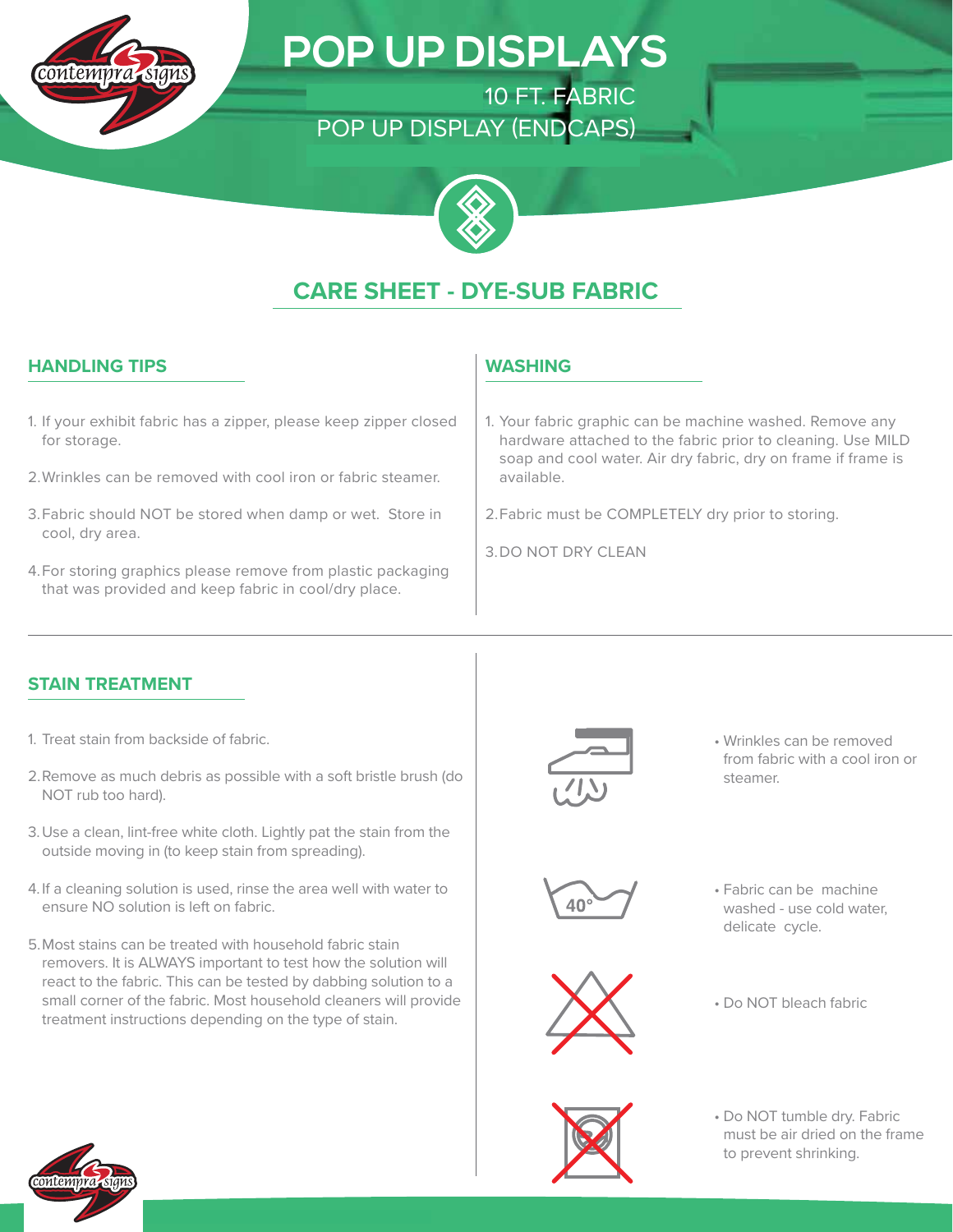# POP UP DISPLAYS

10 FT. FABRIC
POP UP DISPLAY (ENDCAPS)

## CARE SHEET - DYE-SUB FABRIC

### HANDLING TIPS

1. If your exhibit fabric has a zipper, please keep zipper closed for storage.
2. Wrinkles can be removed with cool iron or fabric steamer.
3. Fabric should NOT be stored when damp or wet. Store in cool, dry area.
4. For storing graphics please remove from plastic packaging that was provided and keep fabric in cool/dry place.

### WASHING

1. Your fabric graphic can be machine washed. Remove any hardware attached to the fabric prior to cleaning. Use MILD soap and cool water. Air dry fabric, dry on frame if frame is available.
2. Fabric must be COMPLETELY dry prior to storing.
3. DO NOT DRY CLEAN

### STAIN TREATMENT

1. Treat stain from backside of fabric.
2. Remove as much debris as possible with a soft bristle brush (do NOT rub too hard).
3. Use a clean, lint-free white cloth. Lightly pat the stain from the outside moving in (to keep stain from spreading).
4. If a cleaning solution is used, rinse the area well with water to ensure NO solution is left on fabric.
5. Most stains can be treated with household fabric stain removers. It is ALWAYS important to test how the solution will react to the fabric. This can be tested by dabbing solution to a small corner of the fabric. Most household cleaners will provide treatment instructions depending on the type of stain.

- Wrinkles can be removed from fabric with a cool iron or steamer.

40°

- Fabric can be machine washed - use cold water, delicate cycle.
- Do NOT bleach fabric
- Do NOT tumble dry. Fabric must be air dried on the frame to prevent shrinking.